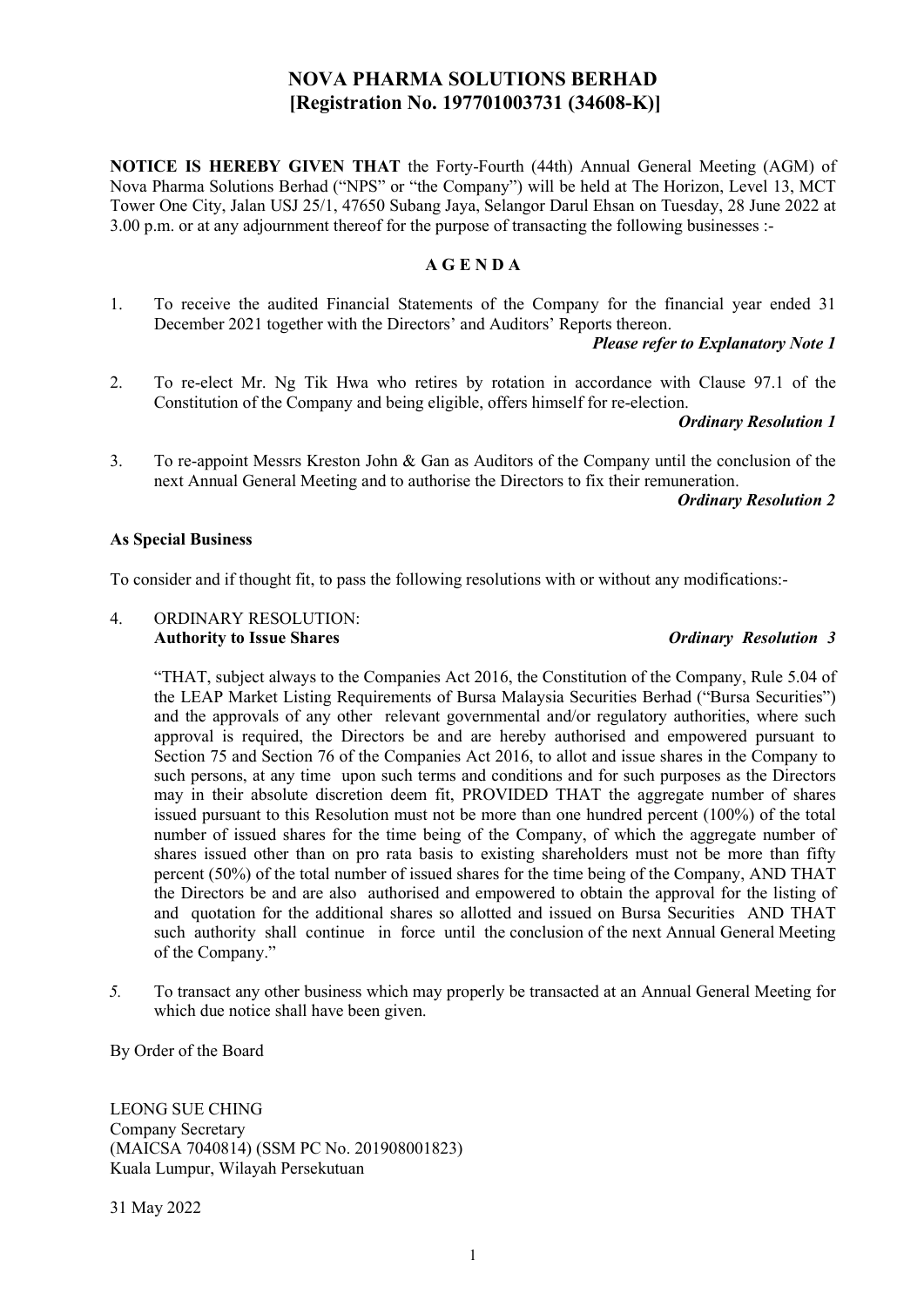# NOVA PHARMA SOLUTIONS BERHAD
# [Registration No. 197701003731 (34608-K)]

**NOTICE IS HEREBY GIVEN THAT** the Forty-Fourth (44th) Annual General Meeting (AGM) of Nova Pharma Solutions Berhad ("NPS" or "the Company") will be held at The Horizon, Level 13, MCT Tower One City, Jalan USJ 25/1, 47650 Subang Jaya, Selangor Darul Ehsan on Tuesday, 28 June 2022 at 3.00 p.m. or at any adjournment thereof for the purpose of transacting the following businesses :-

## A G E N D A

1. To receive the audited Financial Statements of the Company for the financial year ended 31 December 2021 together with the Directors' and Auditors' Reports thereon.

   ***Please refer to Explanatory Note 1***

2. To re-elect Mr. Ng Tik Hwa who retires by rotation in accordance with Clause 97.1 of the Constitution of the Company and being eligible, offers himself for re-election.

   ***Ordinary Resolution 1***

3. To re-appoint Messrs Kreston John & Gan as Auditors of the Company until the conclusion of the next Annual General Meeting and to authorise the Directors to fix their remuneration.

   ***Ordinary Resolution 2***

**As Special Business**

To consider and if thought fit, to pass the following resolutions with or without any modifications:-

4. ORDINARY RESOLUTION:
   **Authority to Issue Shares** ***Ordinary Resolution 3***

   "THAT, subject always to the Companies Act 2016, the Constitution of the Company, Rule 5.04 of the LEAP Market Listing Requirements of Bursa Malaysia Securities Berhad ("Bursa Securities") and the approvals of any other relevant governmental and/or regulatory authorities, where such approval is required, the Directors be and are hereby authorised and empowered pursuant to Section 75 and Section 76 of the Companies Act 2016, to allot and issue shares in the Company to such persons, at any time upon such terms and conditions and for such purposes as the Directors may in their absolute discretion deem fit, PROVIDED THAT the aggregate number of shares issued pursuant to this Resolution must not be more than one hundred percent (100%) of the total number of issued shares for the time being of the Company, of which the aggregate number of shares issued other than on pro rata basis to existing shareholders must not be more than fifty percent (50%) of the total number of issued shares for the time being of the Company, AND THAT the Directors be and are also authorised and empowered to obtain the approval for the listing of and quotation for the additional shares so allotted and issued on Bursa Securities AND THAT such authority shall continue in force until the conclusion of the next Annual General Meeting of the Company."

5. To transact any other business which may properly be transacted at an Annual General Meeting for which due notice shall have been given.

By Order of the Board

LEONG SUE CHING
Company Secretary
(MAICSA 7040814) (SSM PC No. 201908001823)
Kuala Lumpur, Wilayah Persekutuan

31 May 2022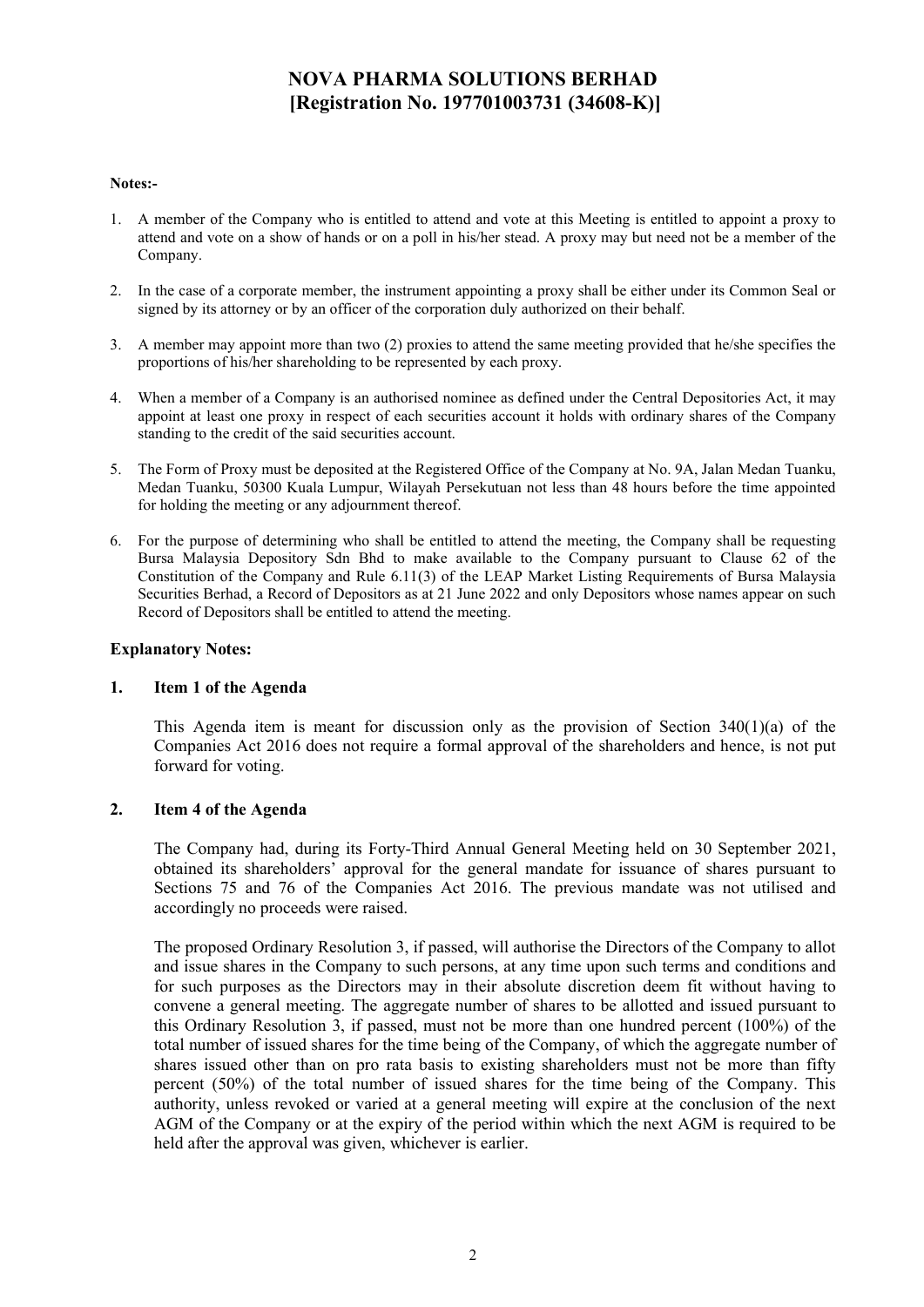# NOVA PHARMA SOLUTIONS BERHAD
# [Registration No. 197701003731 (34608-K)]

**Notes:-**

1. A member of the Company who is entitled to attend and vote at this Meeting is entitled to appoint a proxy to attend and vote on a show of hands or on a poll in his/her stead. A proxy may but need not be a member of the Company.

2. In the case of a corporate member, the instrument appointing a proxy shall be either under its Common Seal or signed by its attorney or by an officer of the corporation duly authorized on their behalf.

3. A member may appoint more than two (2) proxies to attend the same meeting provided that he/she specifies the proportions of his/her shareholding to be represented by each proxy.

4. When a member of a Company is an authorised nominee as defined under the Central Depositories Act, it may appoint at least one proxy in respect of each securities account it holds with ordinary shares of the Company standing to the credit of the said securities account.

5. The Form of Proxy must be deposited at the Registered Office of the Company at No. 9A, Jalan Medan Tuanku, Medan Tuanku, 50300 Kuala Lumpur, Wilayah Persekutuan not less than 48 hours before the time appointed for holding the meeting or any adjournment thereof.

6. For the purpose of determining who shall be entitled to attend the meeting, the Company shall be requesting Bursa Malaysia Depository Sdn Bhd to make available to the Company pursuant to Clause 62 of the Constitution of the Company and Rule 6.11(3) of the LEAP Market Listing Requirements of Bursa Malaysia Securities Berhad, a Record of Depositors as at 21 June 2022 and only Depositors whose names appear on such Record of Depositors shall be entitled to attend the meeting.

**Explanatory Notes:**

**1. Item 1 of the Agenda**

This Agenda item is meant for discussion only as the provision of Section 340(1)(a) of the Companies Act 2016 does not require a formal approval of the shareholders and hence, is not put forward for voting.

**2. Item 4 of the Agenda**

The Company had, during its Forty-Third Annual General Meeting held on 30 September 2021, obtained its shareholders' approval for the general mandate for issuance of shares pursuant to Sections 75 and 76 of the Companies Act 2016. The previous mandate was not utilised and accordingly no proceeds were raised.

The proposed Ordinary Resolution 3, if passed, will authorise the Directors of the Company to allot and issue shares in the Company to such persons, at any time upon such terms and conditions and for such purposes as the Directors may in their absolute discretion deem fit without having to convene a general meeting. The aggregate number of shares to be allotted and issued pursuant to this Ordinary Resolution 3, if passed, must not be more than one hundred percent (100%) of the total number of issued shares for the time being of the Company, of which the aggregate number of shares issued other than on pro rata basis to existing shareholders must not be more than fifty percent (50%) of the total number of issued shares for the time being of the Company. This authority, unless revoked or varied at a general meeting will expire at the conclusion of the next AGM of the Company or at the expiry of the period within which the next AGM is required to be held after the approval was given, whichever is earlier.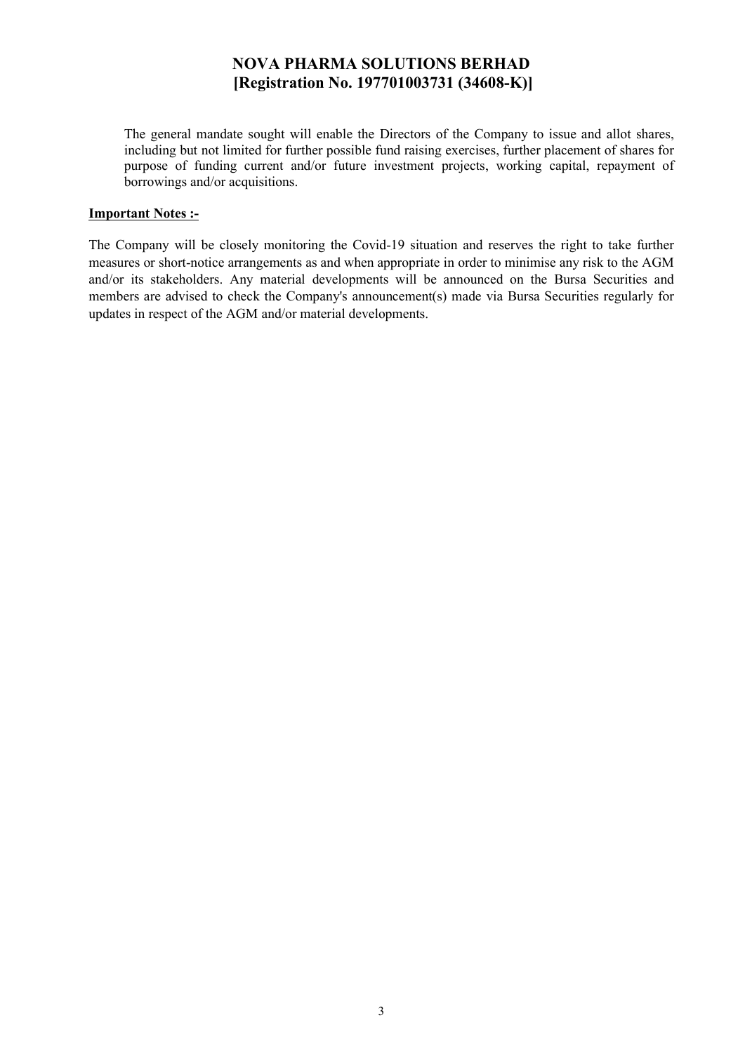The general mandate sought will enable the Directors of the Company to issue and allot shares, including but not limited for further possible fund raising exercises, further placement of shares for purpose of funding current and/or future investment projects, working capital, repayment of borrowings and/or acquisitions.

**Important Notes :-**

The Company will be closely monitoring the Covid-19 situation and reserves the right to take further measures or short-notice arrangements as and when appropriate in order to minimise any risk to the AGM and/or its stakeholders. Any material developments will be announced on the Bursa Securities and members are advised to check the Company's announcement(s) made via Bursa Securities regularly for updates in respect of the AGM and/or material developments.